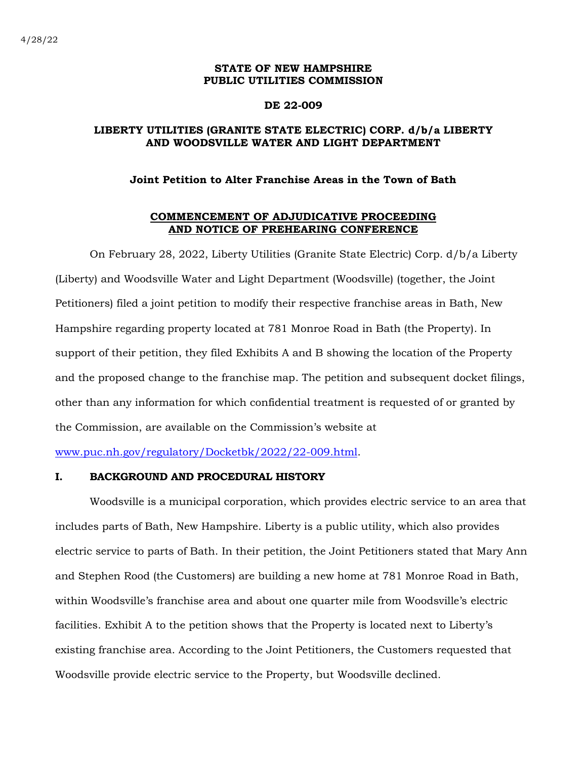4/28/22

**STATE OF NEW HAMPSHIRE**
**PUBLIC UTILITIES COMMISSION**

**DE 22-009**

**LIBERTY UTILITIES (GRANITE STATE ELECTRIC) CORP. d/b/a LIBERTY AND WOODSVILLE WATER AND LIGHT DEPARTMENT**

**Joint Petition to Alter Franchise Areas in the Town of Bath**

**COMMENCEMENT OF ADJUDICATIVE PROCEEDING AND NOTICE OF PREHEARING CONFERENCE**

On February 28, 2022, Liberty Utilities (Granite State Electric) Corp. d/b/a Liberty (Liberty) and Woodsville Water and Light Department (Woodsville) (together, the Joint Petitioners) filed a joint petition to modify their respective franchise areas in Bath, New Hampshire regarding property located at 781 Monroe Road in Bath (the Property). In support of their petition, they filed Exhibits A and B showing the location of the Property and the proposed change to the franchise map. The petition and subsequent docket filings, other than any information for which confidential treatment is requested of or granted by the Commission, are available on the Commission's website at www.puc.nh.gov/regulatory/Docketbk/2022/22-009.html.

## I. BACKGROUND AND PROCEDURAL HISTORY

Woodsville is a municipal corporation, which provides electric service to an area that includes parts of Bath, New Hampshire. Liberty is a public utility, which also provides electric service to parts of Bath. In their petition, the Joint Petitioners stated that Mary Ann and Stephen Rood (the Customers) are building a new home at 781 Monroe Road in Bath, within Woodsville's franchise area and about one quarter mile from Woodsville's electric facilities. Exhibit A to the petition shows that the Property is located next to Liberty's existing franchise area. According to the Joint Petitioners, the Customers requested that Woodsville provide electric service to the Property, but Woodsville declined.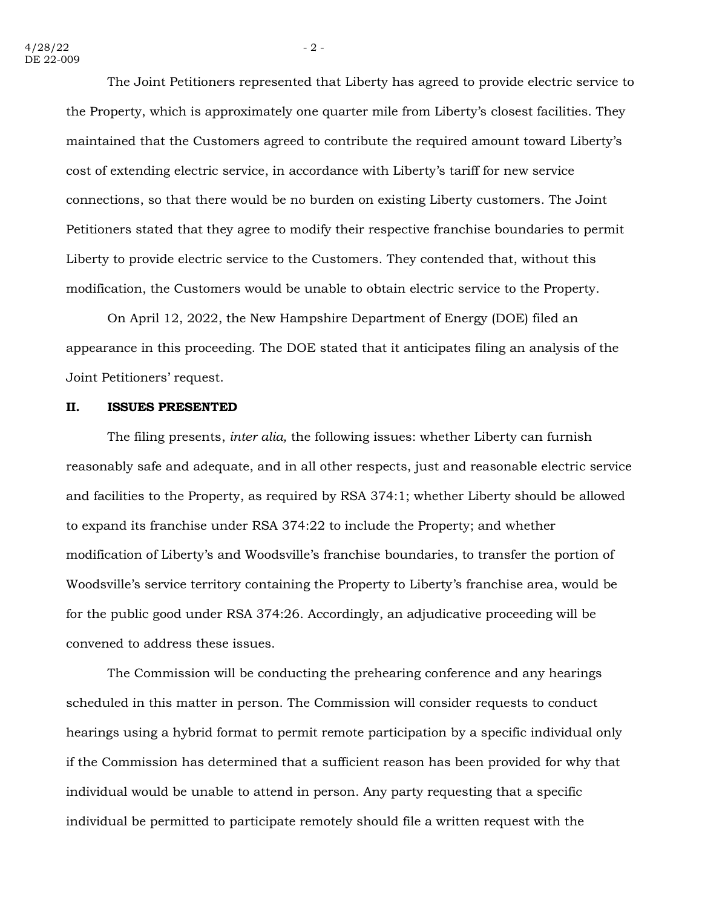The Joint Petitioners represented that Liberty has agreed to provide electric service to the Property, which is approximately one quarter mile from Liberty's closest facilities. They maintained that the Customers agreed to contribute the required amount toward Liberty's cost of extending electric service, in accordance with Liberty's tariff for new service connections, so that there would be no burden on existing Liberty customers. The Joint Petitioners stated that they agree to modify their respective franchise boundaries to permit Liberty to provide electric service to the Customers. They contended that, without this modification, the Customers would be unable to obtain electric service to the Property.

On April 12, 2022, the New Hampshire Department of Energy (DOE) filed an appearance in this proceeding. The DOE stated that it anticipates filing an analysis of the Joint Petitioners' request.

## II. ISSUES PRESENTED

The filing presents, *inter alia,* the following issues: whether Liberty can furnish reasonably safe and adequate, and in all other respects, just and reasonable electric service and facilities to the Property, as required by RSA 374:1; whether Liberty should be allowed to expand its franchise under RSA 374:22 to include the Property; and whether modification of Liberty's and Woodsville's franchise boundaries, to transfer the portion of Woodsville's service territory containing the Property to Liberty's franchise area, would be for the public good under RSA 374:26. Accordingly, an adjudicative proceeding will be convened to address these issues.

The Commission will be conducting the prehearing conference and any hearings scheduled in this matter in person. The Commission will consider requests to conduct hearings using a hybrid format to permit remote participation by a specific individual only if the Commission has determined that a sufficient reason has been provided for why that individual would be unable to attend in person. Any party requesting that a specific individual be permitted to participate remotely should file a written request with the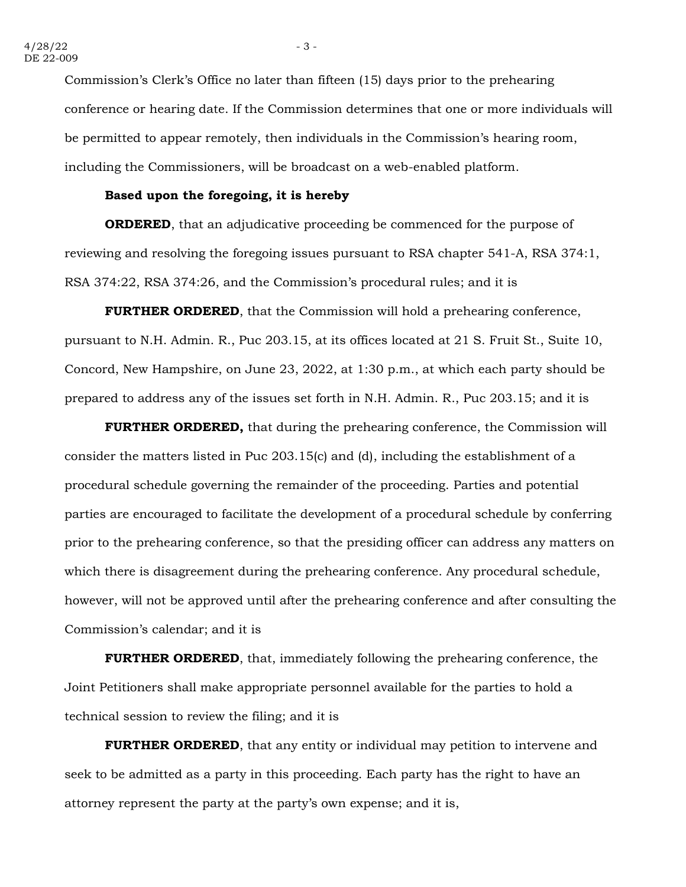Commission's Clerk's Office no later than fifteen (15) days prior to the prehearing conference or hearing date. If the Commission determines that one or more individuals will be permitted to appear remotely, then individuals in the Commission's hearing room, including the Commissioners, will be broadcast on a web-enabled platform.

**Based upon the foregoing, it is hereby**

**ORDERED**, that an adjudicative proceeding be commenced for the purpose of reviewing and resolving the foregoing issues pursuant to RSA chapter 541-A, RSA 374:1, RSA 374:22, RSA 374:26, and the Commission's procedural rules; and it is

**FURTHER ORDERED**, that the Commission will hold a prehearing conference, pursuant to N.H. Admin. R., Puc 203.15, at its offices located at 21 S. Fruit St., Suite 10, Concord, New Hampshire, on June 23, 2022, at 1:30 p.m., at which each party should be prepared to address any of the issues set forth in N.H. Admin. R., Puc 203.15; and it is

**FURTHER ORDERED,** that during the prehearing conference, the Commission will consider the matters listed in Puc 203.15(c) and (d), including the establishment of a procedural schedule governing the remainder of the proceeding. Parties and potential parties are encouraged to facilitate the development of a procedural schedule by conferring prior to the prehearing conference, so that the presiding officer can address any matters on which there is disagreement during the prehearing conference. Any procedural schedule, however, will not be approved until after the prehearing conference and after consulting the Commission's calendar; and it is

**FURTHER ORDERED**, that, immediately following the prehearing conference, the Joint Petitioners shall make appropriate personnel available for the parties to hold a technical session to review the filing; and it is

**FURTHER ORDERED**, that any entity or individual may petition to intervene and seek to be admitted as a party in this proceeding. Each party has the right to have an attorney represent the party at the party's own expense; and it is,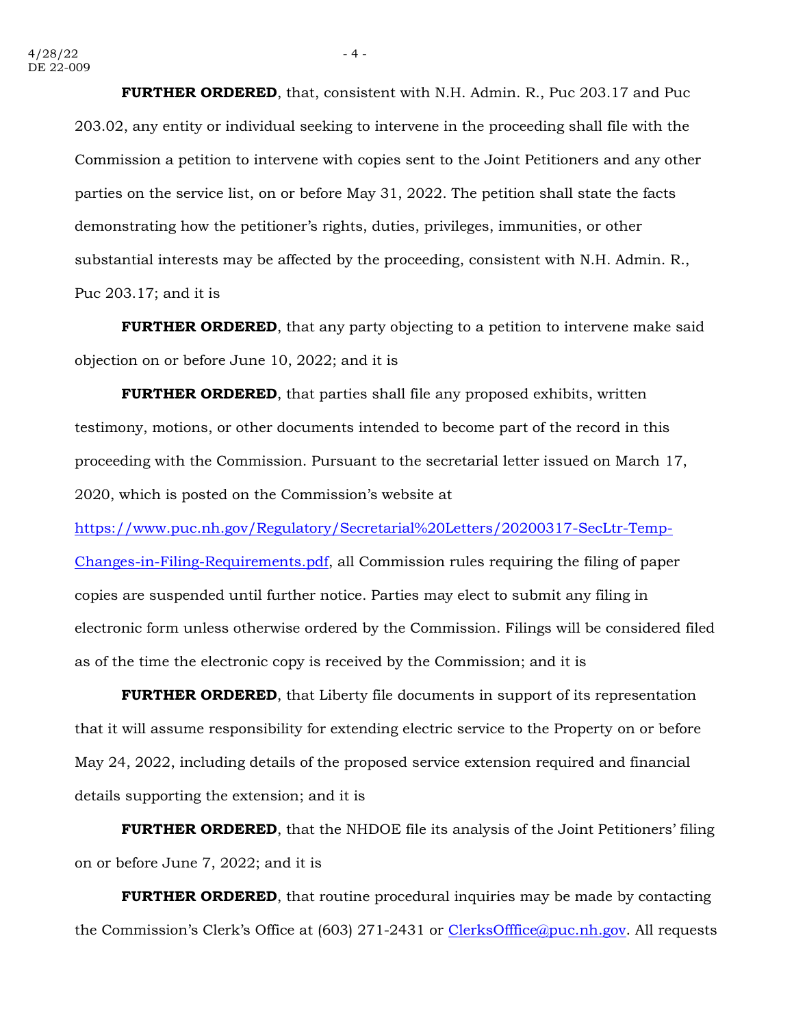**FURTHER ORDERED**, that, consistent with N.H. Admin. R., Puc 203.17 and Puc 203.02, any entity or individual seeking to intervene in the proceeding shall file with the Commission a petition to intervene with copies sent to the Joint Petitioners and any other parties on the service list, on or before May 31, 2022. The petition shall state the facts demonstrating how the petitioner's rights, duties, privileges, immunities, or other substantial interests may be affected by the proceeding, consistent with N.H. Admin. R., Puc 203.17; and it is

**FURTHER ORDERED**, that any party objecting to a petition to intervene make said objection on or before June 10, 2022; and it is

**FURTHER ORDERED**, that parties shall file any proposed exhibits, written testimony, motions, or other documents intended to become part of the record in this proceeding with the Commission. Pursuant to the secretarial letter issued on March 17, 2020, which is posted on the Commission's website at https://www.puc.nh.gov/Regulatory/Secretarial%20Letters/20200317-SecLtr-Temp-Changes-in-Filing-Requirements.pdf, all Commission rules requiring the filing of paper copies are suspended until further notice. Parties may elect to submit any filing in electronic form unless otherwise ordered by the Commission. Filings will be considered filed as of the time the electronic copy is received by the Commission; and it is

**FURTHER ORDERED**, that Liberty file documents in support of its representation that it will assume responsibility for extending electric service to the Property on or before May 24, 2022, including details of the proposed service extension required and financial details supporting the extension; and it is

**FURTHER ORDERED**, that the NHDOE file its analysis of the Joint Petitioners' filing on or before June 7, 2022; and it is

**FURTHER ORDERED**, that routine procedural inquiries may be made by contacting the Commission's Clerk's Office at (603) 271-2431 or ClerksOfffice@puc.nh.gov. All requests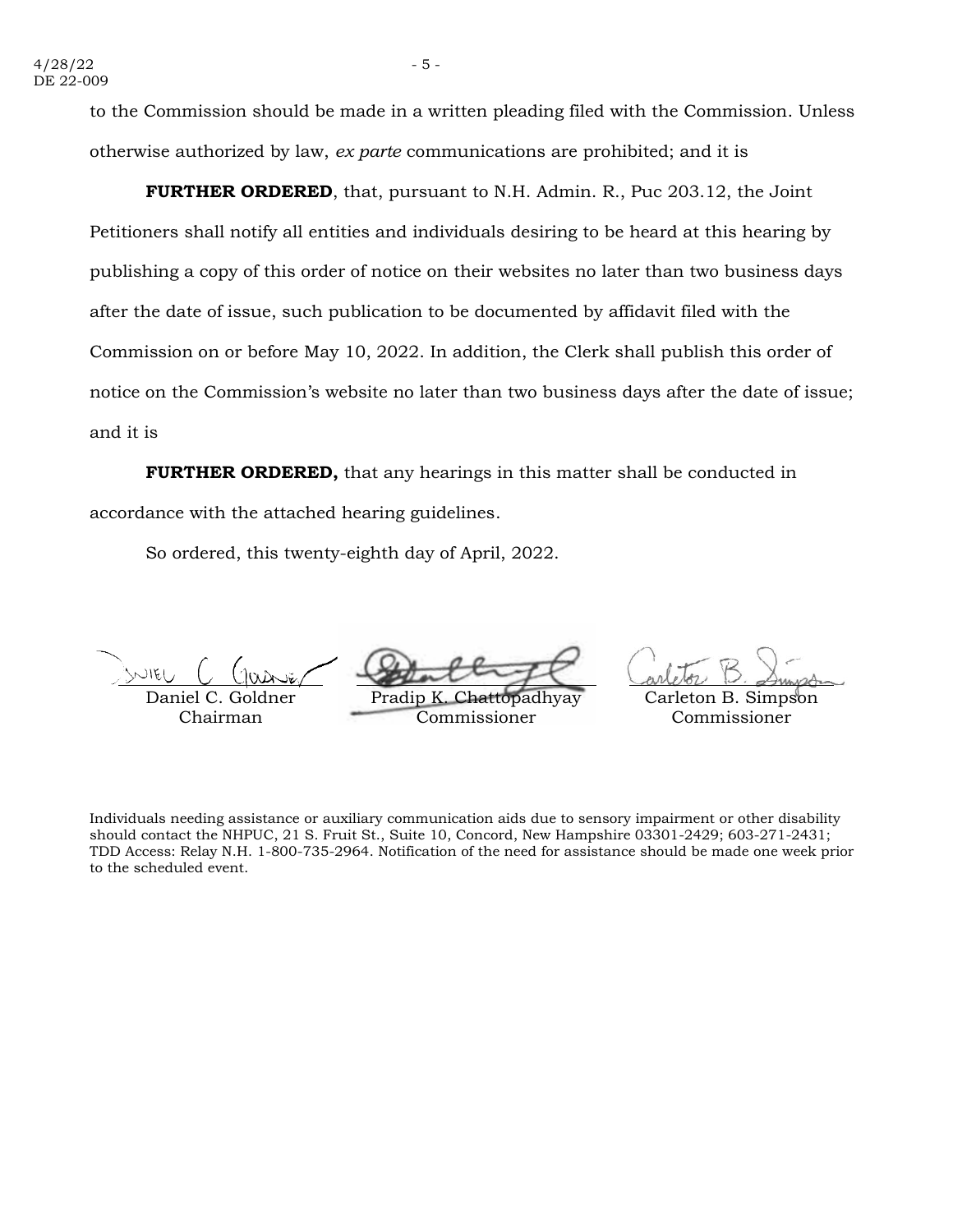to the Commission should be made in a written pleading filed with the Commission. Unless otherwise authorized by law, *ex parte* communications are prohibited; and it is

**FURTHER ORDERED**, that, pursuant to N.H. Admin. R., Puc 203.12, the Joint Petitioners shall notify all entities and individuals desiring to be heard at this hearing by publishing a copy of this order of notice on their websites no later than two business days after the date of issue, such publication to be documented by affidavit filed with the Commission on or before May 10, 2022. In addition, the Clerk shall publish this order of notice on the Commission's website no later than two business days after the date of issue; and it is

**FURTHER ORDERED,** that any hearings in this matter shall be conducted in accordance with the attached hearing guidelines.

So ordered, this twenty-eighth day of April, 2022.

| Daniel C. Goldner<br>Chairman | Pradip K. Chattopadhyay<br>Commissioner | Carleton B. Simpson<br>Commissioner |
|---|---|---|

Individuals needing assistance or auxiliary communication aids due to sensory impairment or other disability should contact the NHPUC, 21 S. Fruit St., Suite 10, Concord, New Hampshire 03301-2429; 603-271-2431; TDD Access: Relay N.H. 1-800-735-2964. Notification of the need for assistance should be made one week prior to the scheduled event.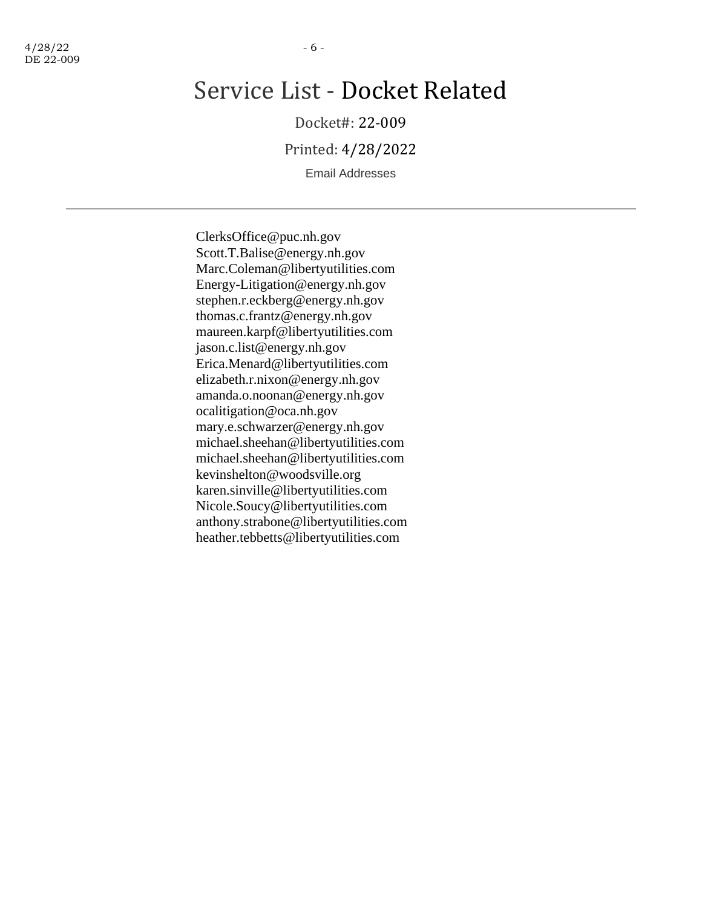# Service List - Docket Related

Docket#: 22-009

Printed: 4/28/2022

Email Addresses

---

ClerksOffice@puc.nh.gov
Scott.T.Balise@energy.nh.gov
Marc.Coleman@libertyutilities.com
Energy-Litigation@energy.nh.gov
stephen.r.eckberg@energy.nh.gov
thomas.c.frantz@energy.nh.gov
maureen.karpf@libertyutilities.com
jason.c.list@energy.nh.gov
Erica.Menard@libertyutilities.com
elizabeth.r.nixon@energy.nh.gov
amanda.o.noonan@energy.nh.gov
ocalitigation@oca.nh.gov
mary.e.schwarzer@energy.nh.gov
michael.sheehan@libertyutilities.com
michael.sheehan@libertyutilities.com
kevinshelton@woodsville.org
karen.sinville@libertyutilities.com
Nicole.Soucy@libertyutilities.com
anthony.strabone@libertyutilities.com
heather.tebbetts@libertyutilities.com